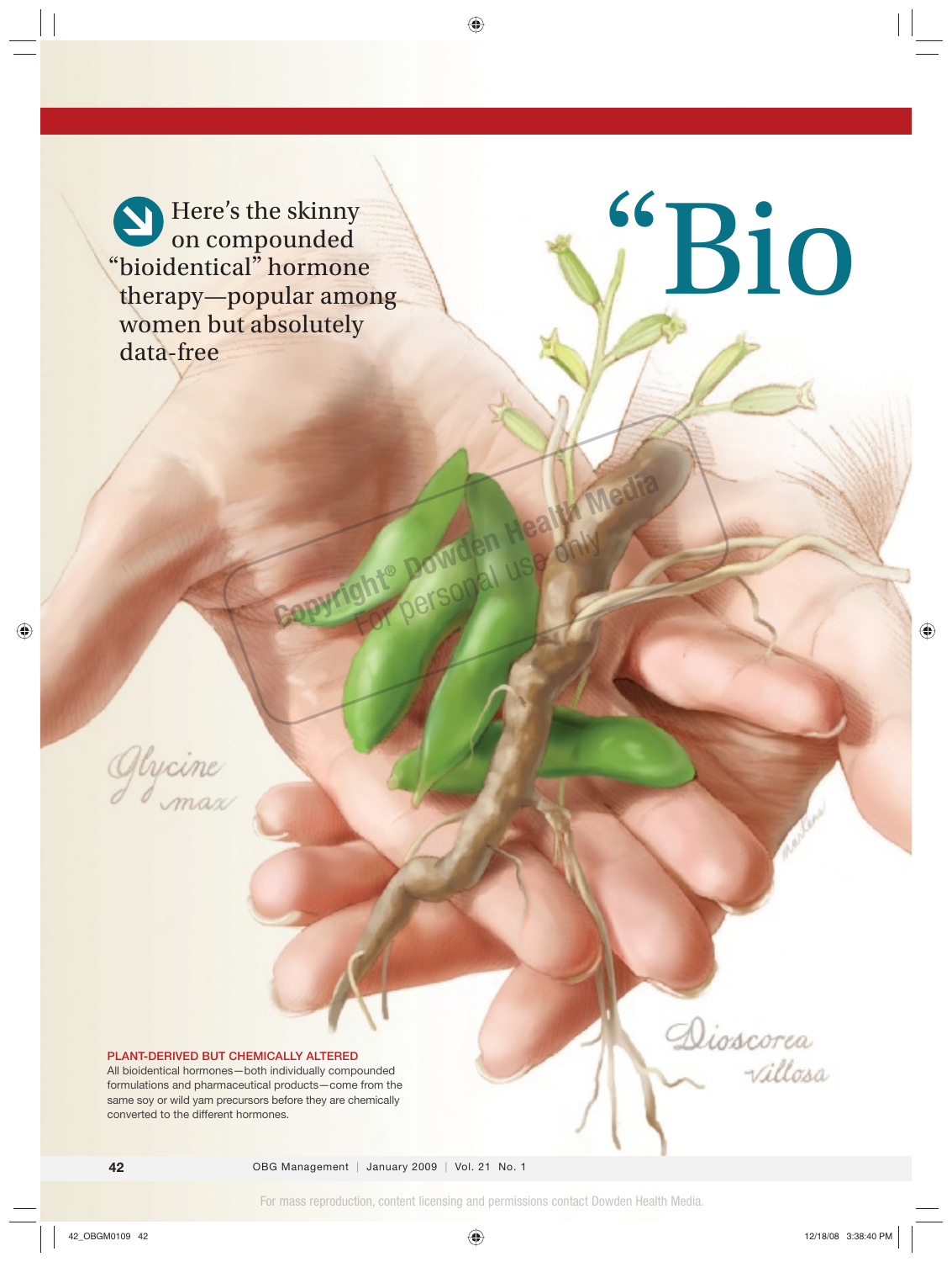# "Bio

Here's the skinny on compounded "bioidentical" hormone therapy—popular among women but absolutely data-free

*Glycine max*

*Dioscorea villosa*

**PLANT-DERIVED BUT CHEMICALLY ALTERED**

All bioidentical hormones—both individually compounded formulations and pharmaceutical products—come from the same soy or wild yam precursors before they are chemically converted to the different hormones.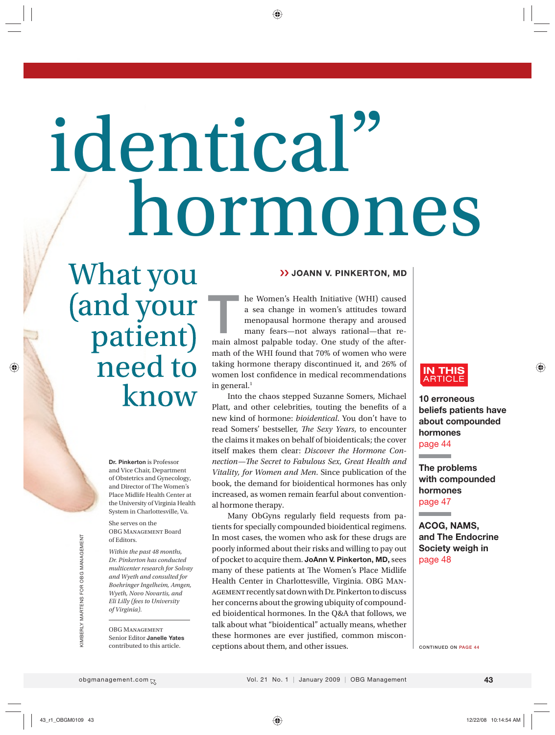# identical" hormones

## What you (and your patient) need to know

**JOANN V. PINKERTON, MD**

The Women's Health Initiative (WHI) caused a sea change in women's attitudes toward menopausal hormone therapy and aroused many fears—not always rational—that remain almost palpable today. One study of the aftermath of the WHI found that 70% of women who were taking hormone therapy discontinued it, and 26% of women lost confidence in medical recommendations in general.[1]

Into the chaos stepped Suzanne Somers, Michael Platt, and other celebrities, touting the benefits of a new kind of hormone: *bioidentical*. You don't have to read Somers' bestseller, *The Sexy Years*, to encounter the claims it makes on behalf of bioidenticals; the cover itself makes them clear: *Discover the Hormone Connection—The Secret to Fabulous Sex, Great Health and Vitality, for Women and Men*. Since publication of the book, the demand for bioidentical hormones has only increased, as women remain fearful about conventional hormone therapy.

Many ObGyns regularly field requests from patients for specially compounded bioidentical regimens. In most cases, the women who ask for these drugs are poorly informed about their risks and willing to pay out of pocket to acquire them. **JoAnn V. Pinkerton, MD,** sees many of these patients at The Women's Place Midlife Health Center in Charlottesville, Virginia. OBG Management recently sat down with Dr. Pinkerton to discuss her concerns about the growing ubiquity of compounded bioidentical hormones. In the Q&A that follows, we talk about what "bioidentical" actually means, whether these hormones are ever justified, common misconceptions about them, and other issues.

**Dr. Pinkerton** is Professor and Vice Chair, Department of Obstetrics and Gynecology, and Director of The Women's Place Midlife Health Center at the University of Virginia Health System in Charlottesville, Va.

She serves on the OBG Management Board of Editors.

*Within the past 48 months, Dr. Pinkerton has conducted multicenter research for Solvay and Wyeth and consulted for Boehringer Ingelheim, Amgen, Wyeth, Novo Novartis, and Eli Lilly (fees to University of Virginia).*

OBG Management Senior Editor **Janelle Yates** contributed to this article.

KIMBERLY MARTENS FOR OBG MANAGEMENT

**IN THIS ARTICLE**

**10 erroneous beliefs patients have about compounded hormones** page 44

**The problems with compounded hormones** page 47

**ACOG, NAMS, and The Endocrine Society weigh in** page 48

CONTINUED ON PAGE 44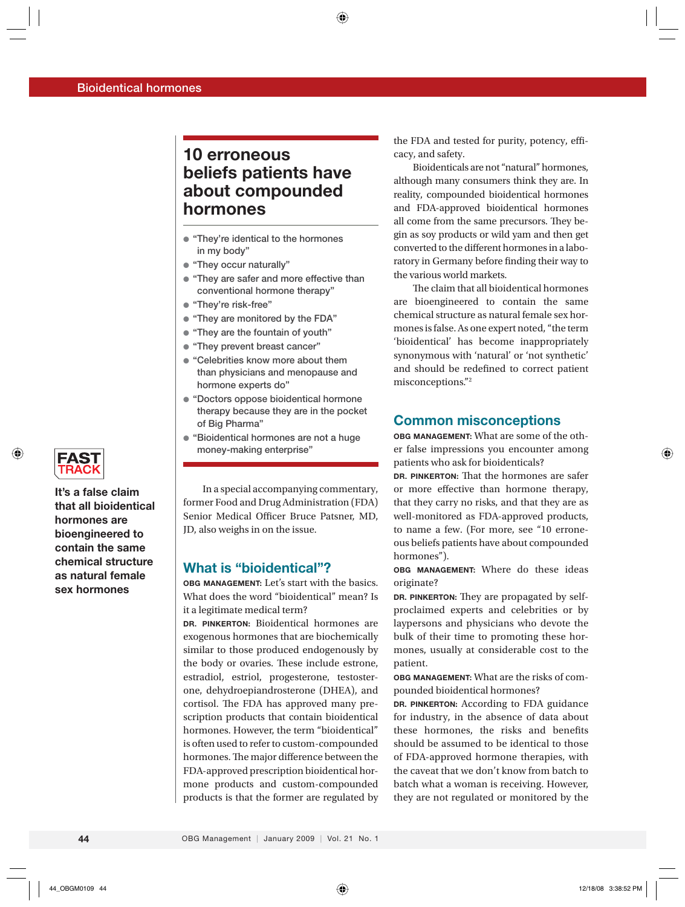## 10 erroneous beliefs patients have about compounded hormones

- "They're identical to the hormones in my body"
- "They occur naturally"
- "They are safer and more effective than conventional hormone therapy"
- "They're risk-free"
- "They are monitored by the FDA"
- "They are the fountain of youth"
- "They prevent breast cancer"
- "Celebrities know more about them than physicians and menopause and hormone experts do"
- "Doctors oppose bioidentical hormone therapy because they are in the pocket of Big Pharma"
- "Bioidentical hormones are not a huge money-making enterprise"

In a special accompanying commentary, former Food and Drug Administration (FDA) Senior Medical Officer Bruce Patsner, MD, JD, also weighs in on the issue.

## What is "bioidentical"?

**OBG MANAGEMENT:** Let's start with the basics. What does the word "bioidentical" mean? Is it a legitimate medical term?

**DR. PINKERTON:** Bioidentical hormones are exogenous hormones that are biochemically similar to those produced endogenously by the body or ovaries. These include estrone, estradiol, estriol, progesterone, testosterone, dehydroepiandrosterone (DHEA), and cortisol. The FDA has approved many prescription products that contain bioidentical hormones. However, the term "bioidentical" is often used to refer to custom-compounded hormones. The major difference between the FDA-approved prescription bioidentical hormone products and custom-compounded products is that the former are regulated by the FDA and tested for purity, potency, efficacy, and safety.

Bioidenticals are not "natural" hormones, although many consumers think they are. In reality, compounded bioidentical hormones and FDA-approved bioidentical hormones all come from the same precursors. They begin as soy products or wild yam and then get converted to the different hormones in a laboratory in Germany before finding their way to the various world markets.

The claim that all bioidentical hormones are bioengineered to contain the same chemical structure as natural female sex hormones is false. As one expert noted, "the term 'bioidentical' has become inappropriately synonymous with 'natural' or 'not synthetic' and should be redefined to correct patient misconceptions."[2]

**FAST TRACK**

**It's a false claim that all bioidentical hormones are bioengineered to contain the same chemical structure as natural female sex hormones**

## Common misconceptions

**OBG MANAGEMENT:** What are some of the other false impressions you encounter among patients who ask for bioidenticals?

**DR. PINKERTON:** That the hormones are safer or more effective than hormone therapy, that they carry no risks, and that they are as well-monitored as FDA-approved products, to name a few. (For more, see "10 erroneous beliefs patients have about compounded hormones").

**OBG MANAGEMENT:** Where do these ideas originate?

**DR. PINKERTON:** They are propagated by self-proclaimed experts and celebrities or by laypersons and physicians who devote the bulk of their time to promoting these hormones, usually at considerable cost to the patient.

**OBG MANAGEMENT:** What are the risks of compounded bioidentical hormones?

**DR. PINKERTON:** According to FDA guidance for industry, in the absence of data about these hormones, the risks and benefits should be assumed to be identical to those of FDA-approved hormone therapies, with the caveat that we don't know from batch to batch what a woman is receiving. However, they are not regulated or monitored by the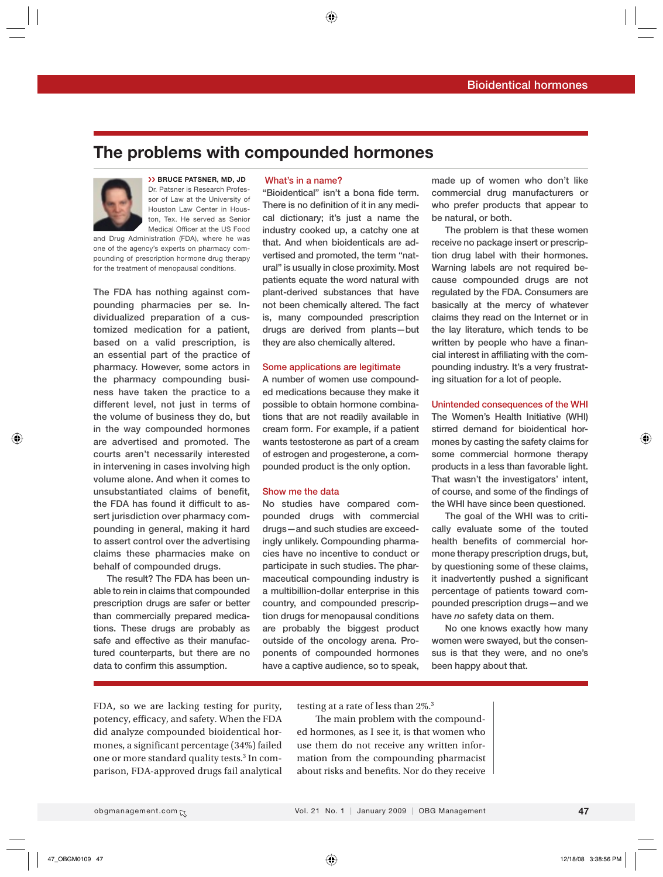## The problems with compounded hormones

**BRUCE PATSNER, MD, JD**
Dr. Patsner is Research Professor of Law at the University of Houston Law Center in Houston, Tex. He served as Senior Medical Officer at the US Food and Drug Administration (FDA), where he was one of the agency's experts on pharmacy compounding of prescription hormone drug therapy for the treatment of menopausal conditions.

The FDA has nothing against compounding pharmacies per se. Individualized preparation of a customized medication for a patient, based on a valid prescription, is an essential part of the practice of pharmacy. However, some actors in the pharmacy compounding business have taken the practice to a different level, not just in terms of the volume of business they do, but in the way compounded hormones are advertised and promoted. The courts aren't necessarily interested in intervening in cases involving high volume alone. And when it comes to unsubstantiated claims of benefit, the FDA has found it difficult to assert jurisdiction over pharmacy compounding in general, making it hard to assert control over the advertising claims these pharmacies make on behalf of compounded drugs.

The result? The FDA has been unable to rein in claims that compounded prescription drugs are safer or better than commercially prepared medications. These drugs are probably as safe and effective as their manufactured counterparts, but there are no data to confirm this assumption.

### What's in a name?

"Bioidentical" isn't a bona fide term. There is no definition of it in any medical dictionary; it's just a name the industry cooked up, a catchy one at that. And when bioidenticals are advertised and promoted, the term "natural" is usually in close proximity. Most patients equate the word natural with plant-derived substances that have not been chemically altered. The fact is, many compounded prescription drugs are derived from plants—but they are also chemically altered.

### Some applications are legitimate

A number of women use compounded medications because they make it possible to obtain hormone combinations that are not readily available in cream form. For example, if a patient wants testosterone as part of a cream of estrogen and progesterone, a compounded product is the only option.

### Show me the data

No studies have compared compounded drugs with commercial drugs—and such studies are exceedingly unlikely. Compounding pharmacies have no incentive to conduct or participate in such studies. The pharmaceutical compounding industry is a multibillion-dollar enterprise in this country, and compounded prescription drugs for menopausal conditions are probably the biggest product outside of the oncology arena. Proponents of compounded hormones have a captive audience, so to speak, made up of women who don't like commercial drug manufacturers or who prefer products that appear to be natural, or both.

The problem is that these women receive no package insert or prescription drug label with their hormones. Warning labels are not required because compounded drugs are not regulated by the FDA. Consumers are basically at the mercy of whatever claims they read on the Internet or in the lay literature, which tends to be written by people who have a financial interest in affiliating with the compounding industry. It's a very frustrating situation for a lot of people.

### Unintended consequences of the WHI

The Women's Health Initiative (WHI) stirred demand for bioidentical hormones by casting the safety claims for some commercial hormone therapy products in a less than favorable light. That wasn't the investigators' intent, of course, and some of the findings of the WHI have since been questioned.

The goal of the WHI was to critically evaluate some of the touted health benefits of commercial hormone therapy prescription drugs, but, by questioning some of these claims, it inadvertently pushed a significant percentage of patients toward compounded prescription drugs—and we have *no* safety data on them.

No one knows exactly how many women were swayed, but the consensus is that they were, and no one's been happy about that.

---

FDA, so we are lacking testing for purity, potency, efficacy, and safety. When the FDA did analyze compounded bioidentical hormones, a significant percentage (34%) failed one or more standard quality tests.[3] In comparison, FDA-approved drugs fail analytical testing at a rate of less than 2%.[3]

The main problem with the compounded hormones, as I see it, is that women who use them do not receive any written information from the compounding pharmacist about risks and benefits. Nor do they receive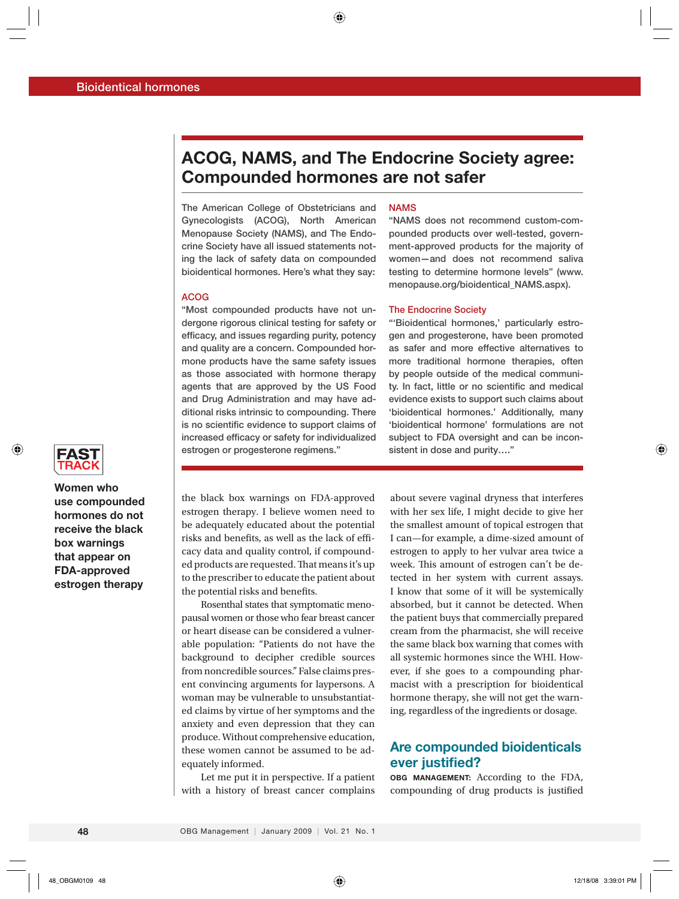## ACOG, NAMS, and The Endocrine Society agree: Compounded hormones are not safer

The American College of Obstetricians and Gynecologists (ACOG), North American Menopause Society (NAMS), and The Endocrine Society have all issued statements noting the lack of safety data on compounded bioidentical hormones. Here's what they say:

### ACOG

"Most compounded products have not undergone rigorous clinical testing for safety or efficacy, and issues regarding purity, potency and quality are a concern. Compounded hormone products have the same safety issues as those associated with hormone therapy agents that are approved by the US Food and Drug Administration and may have additional risks intrinsic to compounding. There is no scientific evidence to support claims of increased efficacy or safety for individualized estrogen or progesterone regimens."

### NAMS

"NAMS does not recommend custom-compounded products over well-tested, government-approved products for the majority of women—and does not recommend saliva testing to determine hormone levels" (www.menopause.org/bioidentical_NAMS.aspx).

### The Endocrine Society

"'Bioidentical hormones,' particularly estrogen and progesterone, have been promoted as safer and more effective alternatives to more traditional hormone therapies, often by people outside of the medical community. In fact, little or no scientific and medical evidence exists to support such claims about 'bioidentical hormones.' Additionally, many 'bioidentical hormone' formulations are not subject to FDA oversight and can be inconsistent in dose and purity…."

---

**FAST TRACK**

**Women who use compounded hormones do not receive the black box warnings that appear on FDA-approved estrogen therapy**

the black box warnings on FDA-approved estrogen therapy. I believe women need to be adequately educated about the potential risks and benefits, as well as the lack of efficacy data and quality control, if compounded products are requested. That means it's up to the prescriber to educate the patient about the potential risks and benefits.

Rosenthal states that symptomatic menopausal women or those who fear breast cancer or heart disease can be considered a vulnerable population: "Patients do not have the background to decipher credible sources from noncredible sources." False claims present convincing arguments for laypersons. A woman may be vulnerable to unsubstantiated claims by virtue of her symptoms and the anxiety and even depression that they can produce. Without comprehensive education, these women cannot be assumed to be adequately informed.

Let me put it in perspective. If a patient with a history of breast cancer complains about severe vaginal dryness that interferes with her sex life, I might decide to give her the smallest amount of topical estrogen that I can—for example, a dime-sized amount of estrogen to apply to her vulvar area twice a week. This amount of estrogen can't be detected in her system with current assays. I know that some of it will be systemically absorbed, but it cannot be detected. When the patient buys that commercially prepared cream from the pharmacist, she will receive the same black box warning that comes with all systemic hormones since the WHI. However, if she goes to a compounding pharmacist with a prescription for bioidentical hormone therapy, she will not get the warning, regardless of the ingredients or dosage.

## Are compounded bioidenticals ever justified?

**OBG MANAGEMENT:** According to the FDA, compounding of drug products is justified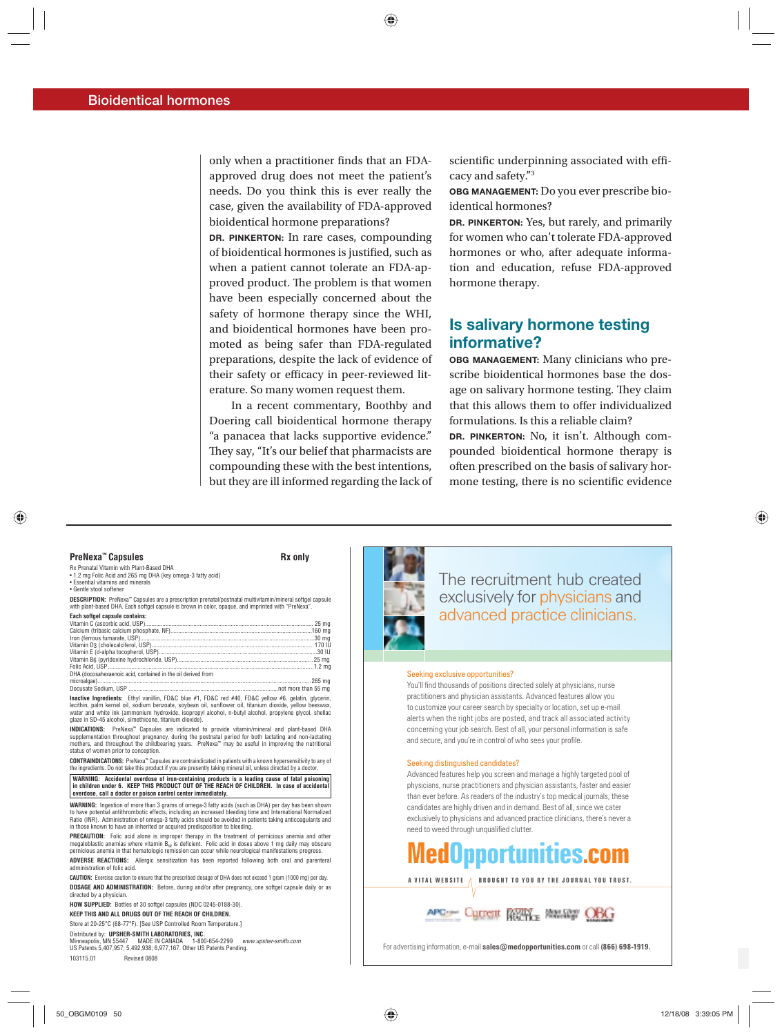only when a practitioner finds that an FDA-approved drug does not meet the patient's needs. Do you think this is ever really the case, given the availability of FDA-approved bioidentical hormone preparations?

**DR. PINKERTON:** In rare cases, compounding of bioidentical hormones is justified, such as when a patient cannot tolerate an FDA-approved product. The problem is that women have been especially concerned about the safety of hormone therapy since the WHI, and bioidentical hormones have been promoted as being safer than FDA-regulated preparations, despite the lack of evidence of their safety or efficacy in peer-reviewed literature. So many women request them.

In a recent commentary, Boothby and Doering call bioidentical hormone therapy "a panacea that lacks supportive evidence." They say, "It's our belief that pharmacists are compounding these with the best intentions, but they are ill informed regarding the lack of scientific underpinning associated with efficacy and safety."[3]

**OBG MANAGEMENT:** Do you ever prescribe bioidentical hormones?

**DR. PINKERTON:** Yes, but rarely, and primarily for women who can't tolerate FDA-approved hormones or who, after adequate information and education, refuse FDA-approved hormone therapy.

## Is salivary hormone testing informative?

**OBG MANAGEMENT:** Many clinicians who prescribe bioidentical hormones base the dosage on salivary hormone testing. They claim that this allows them to offer individualized formulations. Is this a reliable claim?

**DR. PINKERTON:** No, it isn't. Although compounded bioidentical hormone therapy is often prescribed on the basis of salivary hormone testing, there is no scientific evidence

---

**PreNexa™ Capsules** **Rx only**

Rx Prenatal Vitamin with Plant-Based DHA
- 1.2 mg Folic Acid and 265 mg DHA (key omega-3 fatty acid)
- Essential vitamins and minerals
- Gentle stool softener

**DESCRIPTION:** PreNexa™ Capsules are a prescription prenatal/postnatal multivitamin/mineral softgel capsule with plant-based DHA. Each softgel capsule is brown in color, opaque, and imprinted with "PreNexa".

**Each softgel capsule contains:**

| Ingredient | Amount |
|---|---|
| Vitamin C (ascorbic acid, USP) | 25 mg |
| Calcium (tribasic calcium phosphate, NF) | 160 mg |
| Iron (ferrous fumarate, USP) | 30 mg |
| Vitamin D3 (cholecalciferol, USP) | 170 IU |
| Vitamin E (d-alpha tocopherol, USP) | 30 IU |
| Vitamin B6 (pyridoxine hydrochloride, USP) | 25 mg |
| Folic Acid, USP | 1.2 mg |
| DHA (docosahexaenoic acid, contained in the oil derived from microalgae) | 265 mg |
| Docusate Sodium, USP | not more than 55 mg |

**Inactive Ingredients:** Ethyl vanillin, FD&C blue #1, FD&C red #40, FD&C yellow #6, gelatin, glycerin, lecithin, palm kernel oil, sodium benzoate, soybean oil, sunflower oil, titanium dioxide, yellow beeswax, water and white ink (ammonium hydroxide, isopropyl alcohol, n-butyl alcohol, propylene glycol, shellac glaze in SD-45 alcohol, simethicone, titanium dioxide).

**INDICATIONS:** PreNexa™ Capsules are indicated to provide vitamin/mineral and plant-based DHA supplementation throughout pregnancy, during the postnatal period for both lactating and non-lactating mothers, and throughout the childbearing years. PreNexa™ may be useful in improving the nutritional status of women prior to conception.

**CONTRAINDICATIONS:** PreNexa™ Capsules are contraindicated in patients with a known hypersensitivity to any of the ingredients. Do not take this product if you are presently taking mineral oil, unless directed by a doctor.

**WARNING: Accidental overdose of iron-containing products is a leading cause of fatal poisoning in children under 6. KEEP THIS PRODUCT OUT OF THE REACH OF CHILDREN. In case of accidental overdose, call a doctor or poison control center immediately.**

**WARNING:** Ingestion of more than 3 grams of omega-3 fatty acids (such as DHA) per day has been shown to have potential antithrombotic effects, including an increased bleeding time and International Normalized Ratio (INR). Administration of omega-3 fatty acids should be avoided in patients taking anticoagulants and in those known to have an inherited or acquired predisposition to bleeding.

**PRECAUTION:** Folic acid alone is improper therapy in the treatment of pernicious anemia and other megaloblastic anemias where vitamin $B_{12}$ is deficient. Folic acid in doses above 1 mg daily may obscure pernicious anemia in that hematologic remission can occur while neurological manifestations progress.

**ADVERSE REACTIONS:** Allergic sensitization has been reported following both oral and parenteral administration of folic acid.

**CAUTION:** Exercise caution to ensure that the prescribed dosage of DHA does not exceed 1 gram (1000 mg) per day.

**DOSAGE AND ADMINISTRATION:** Before, during and/or after pregnancy, one softgel capsule daily or as directed by a physician.

**HOW SUPPLIED:** Bottles of 30 softgel capsules (NDC 0245-0188-30).

**KEEP THIS AND ALL DRUGS OUT OF THE REACH OF CHILDREN.**

Store at 20-25°C (68-77°F). [See USP Controlled Room Temperature.]

Distributed by: **UPSHER-SMITH LABORATORIES, INC.**
Minneapolis, MN 55447 MADE IN CANADA 1-800-654-2299 *www.upsher-smith.com*
US Patents 5,407,957; 5,492,938; 6,977,167. Other US Patents Pending.
103115.01 Revised 0808

---

The recruitment hub created exclusively for physicians and advanced practice clinicians.

**Seeking exclusive opportunities?**

You'll find thousands of positions directed solely at physicians, nurse practitioners and physician assistants. Advanced features allow you to customize your career search by specialty or location, set up e-mail alerts when the right jobs are posted, and track all associated activity concerning your job search. Best of all, your personal information is safe and secure, and you're in control of who sees your profile.

**Seeking distinguished candidates?**

Advanced features help you screen and manage a highly targeted pool of physicians, nurse practitioners and physician assistants, faster and easier than ever before. As readers of the industry's top medical journals, these candidates are highly driven and in demand. Best of all, since we cater exclusively to physicians and advanced practice clinicians, there's never a need to weed through unqualified clutter.

**MedOpportunities.com**

A VITAL WEBSITE — BROUGHT TO YOU BY THE JOURNAL YOU TRUST.

For advertising information, e-mail **sales@medopportunities.com** or call **(866) 698-1919.**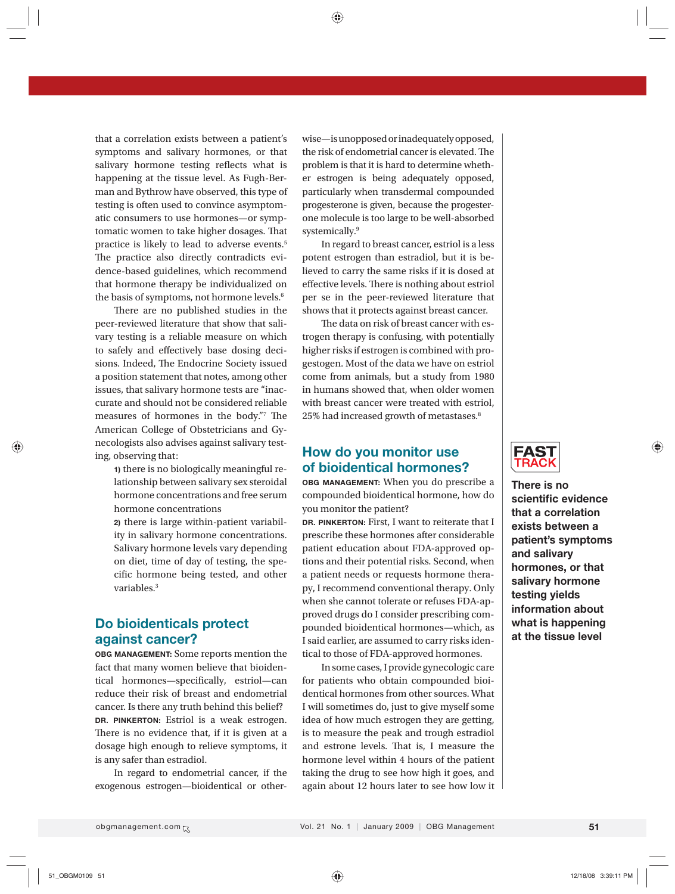that a correlation exists between a patient's symptoms and salivary hormones, or that salivary hormone testing reflects what is happening at the tissue level. As Fugh-Berman and Bythrow have observed, this type of testing is often used to convince asymptomatic consumers to use hormones—or symptomatic women to take higher dosages. That practice is likely to lead to adverse events.[5] The practice also directly contradicts evidence-based guidelines, which recommend that hormone therapy be individualized on the basis of symptoms, not hormone levels.[6]

There are no published studies in the peer-reviewed literature that show that salivary testing is a reliable measure on which to safely and effectively base dosing decisions. Indeed, The Endocrine Society issued a position statement that notes, among other issues, that salivary hormone tests are "inaccurate and should not be considered reliable measures of hormones in the body."[7] The American College of Obstetricians and Gynecologists also advises against salivary testing, observing that:

1) there is no biologically meaningful relationship between salivary sex steroidal hormone concentrations and free serum hormone concentrations

2) there is large within-patient variability in salivary hormone concentrations. Salivary hormone levels vary depending on diet, time of day of testing, the specific hormone being tested, and other variables.[3]

## Do bioidenticals protect against cancer?

**OBG MANAGEMENT:** Some reports mention the fact that many women believe that bioidentical hormones—specifically, estriol—can reduce their risk of breast and endometrial cancer. Is there any truth behind this belief?

**DR. PINKERTON:** Estriol is a weak estrogen. There is no evidence that, if it is given at a dosage high enough to relieve symptoms, it is any safer than estradiol.

In regard to endometrial cancer, if the exogenous estrogen—bioidentical or otherwise—is unopposed or inadequately opposed, the risk of endometrial cancer is elevated. The problem is that it is hard to determine whether estrogen is being adequately opposed, particularly when transdermal compounded progesterone is given, because the progesterone molecule is too large to be well-absorbed systemically.[9]

In regard to breast cancer, estriol is a less potent estrogen than estradiol, but it is believed to carry the same risks if it is dosed at effective levels. There is nothing about estriol per se in the peer-reviewed literature that shows that it protects against breast cancer.

The data on risk of breast cancer with estrogen therapy is confusing, with potentially higher risks if estrogen is combined with progestogen. Most of the data we have on estriol come from animals, but a study from 1980 in humans showed that, when older women with breast cancer were treated with estriol, 25% had increased growth of metastases.[8]

## How do you monitor use of bioidentical hormones?

**OBG MANAGEMENT:** When you do prescribe a compounded bioidentical hormone, how do you monitor the patient?

**DR. PINKERTON:** First, I want to reiterate that I prescribe these hormones after considerable patient education about FDA-approved options and their potential risks. Second, when a patient needs or requests hormone therapy, I recommend conventional therapy. Only when she cannot tolerate or refuses FDA-approved drugs do I consider prescribing compounded bioidentical hormones—which, as I said earlier, are assumed to carry risks identical to those of FDA-approved hormones.

In some cases, I provide gynecologic care for patients who obtain compounded bioidentical hormones from other sources. What I will sometimes do, just to give myself some idea of how much estrogen they are getting, is to measure the peak and trough estradiol and estrone levels. That is, I measure the hormone level within 4 hours of the patient taking the drug to see how high it goes, and again about 12 hours later to see how low it

**FAST TRACK**

**There is no scientific evidence that a correlation exists between a patient's symptoms and salivary hormones, or that salivary hormone testing yields information about what is happening at the tissue level**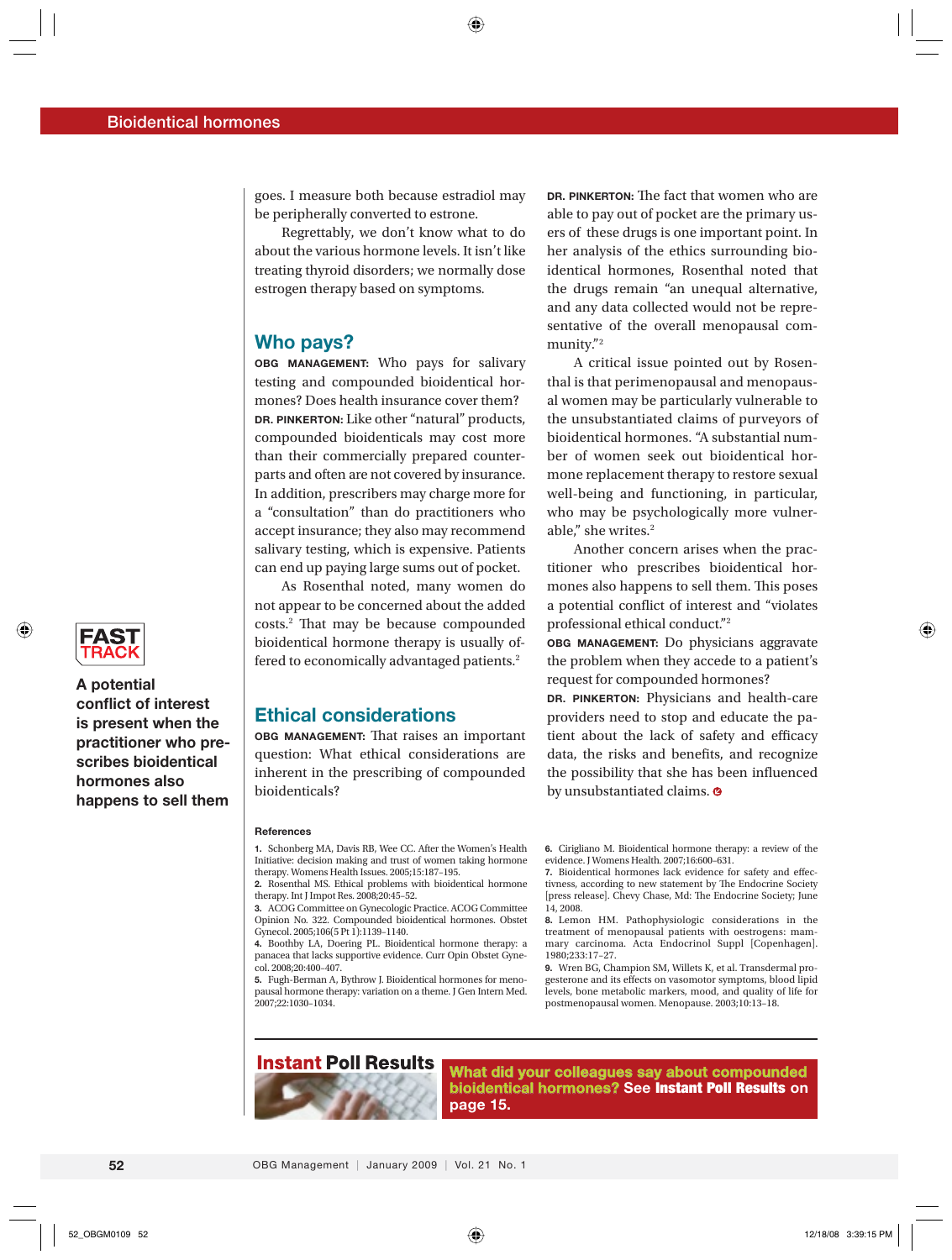goes. I measure both because estradiol may be peripherally converted to estrone.

Regrettably, we don't know what to do about the various hormone levels. It isn't like treating thyroid disorders; we normally dose estrogen therapy based on symptoms.

## Who pays?

**OBG MANAGEMENT:** Who pays for salivary testing and compounded bioidentical hormones? Does health insurance cover them?

**DR. PINKERTON:** Like other "natural" products, compounded bioidenticals may cost more than their commercially prepared counterparts and often are not covered by insurance. In addition, prescribers may charge more for a "consultation" than do practitioners who accept insurance; they also may recommend salivary testing, which is expensive. Patients can end up paying large sums out of pocket.

As Rosenthal noted, many women do not appear to be concerned about the added costs.[2] That may be because compounded bioidentical hormone therapy is usually offered to economically advantaged patients.[2]

## Ethical considerations

**OBG MANAGEMENT:** That raises an important question: What ethical considerations are inherent in the prescribing of compounded bioidenticals?

**DR. PINKERTON:** The fact that women who are able to pay out of pocket are the primary users of these drugs is one important point. In her analysis of the ethics surrounding bioidentical hormones, Rosenthal noted that the drugs remain "an unequal alternative, and any data collected would not be representative of the overall menopausal community."[2]

A critical issue pointed out by Rosenthal is that perimenopausal and menopausal women may be particularly vulnerable to the unsubstantiated claims of purveyors of bioidentical hormones. "A substantial number of women seek out bioidentical hormone replacement therapy to restore sexual well-being and functioning, in particular, who may be psychologically more vulnerable," she writes.[2]

Another concern arises when the practitioner who prescribes bioidentical hormones also happens to sell them. This poses a potential conflict of interest and "violates professional ethical conduct."[2]

**OBG MANAGEMENT:** Do physicians aggravate the problem when they accede to a patient's request for compounded hormones?

**DR. PINKERTON:** Physicians and health-care providers need to stop and educate the patient about the lack of safety and efficacy data, the risks and benefits, and recognize the possibility that she has been influenced by unsubstantiated claims.

**FAST TRACK**

**A potential conflict of interest is present when the practitioner who prescribes bioidentical hormones also happens to sell them**

### References

1. Schonberg MA, Davis RB, Wee CC. After the Women's Health Initiative: decision making and trust of women taking hormone therapy. Womens Health Issues. 2005;15:187–195.
2. Rosenthal MS. Ethical problems with bioidentical hormone therapy. Int J Impot Res. 2008;20:45–52.
3. ACOG Committee on Gynecologic Practice. ACOG Committee Opinion No. 322. Compounded bioidentical hormones. Obstet Gynecol. 2005;106(5 Pt 1):1139–1140.
4. Boothby LA, Doering PL. Bioidentical hormone therapy: a panacea that lacks supportive evidence. Curr Opin Obstet Gynecol. 2008;20:400–407.
5. Fugh-Berman A, Bythrow J. Bioidentical hormones for menopausal hormone therapy: variation on a theme. J Gen Intern Med. 2007;22:1030–1034.
6. Cirigliano M. Bioidentical hormone therapy: a review of the evidence. J Womens Health. 2007;16:600–631.
7. Bioidentical hormones lack evidence for safety and effectivness, according to new statement by The Endocrine Society [press release]. Chevy Chase, Md: The Endocrine Society; June 14, 2008.
8. Lemon HM. Pathophysiologic considerations in the treatment of menopausal patients with oestrogens: mammary carcinoma. Acta Endocrinol Suppl [Copenhagen]. 1980;233:17–27.
9. Wren BG, Champion SM, Willets K, et al. Transdermal progesterone and its effects on vasomotor symptoms, blood lipid levels, bone metabolic markers, mood, and quality of life for postmenopausal women. Menopause. 2003;10:13–18.

**Instant Poll Results**

**What did your colleagues say about compounded bioidentical hormones? See Instant Poll Results on page 15.**